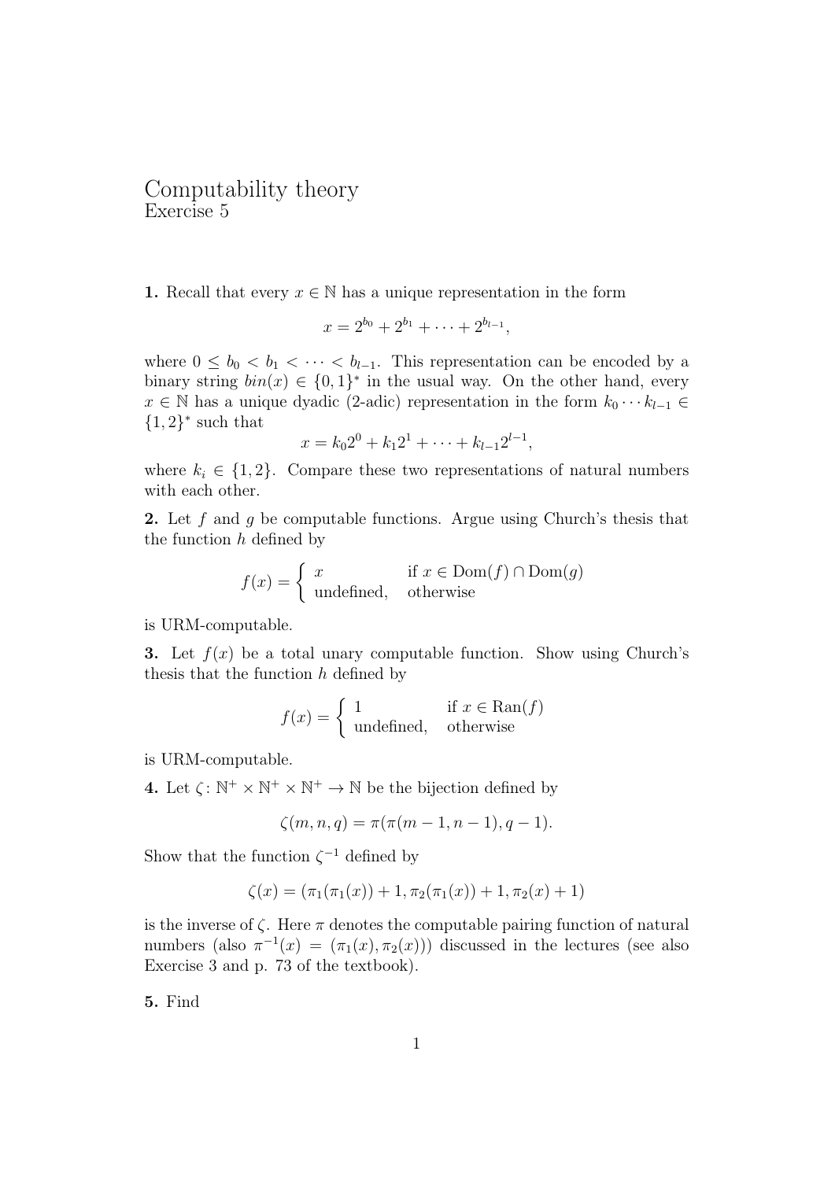# Computability theory

Exercise 5

**1.** Recall that every $x \in \mathbb{N}$ has a unique representation in the form

$$x = 2^{b_0} + 2^{b_1} + \cdots + 2^{b_{l-1}},$$

where $0 \leq b_0 < b_1 < \cdots < b_{l-1}$. This representation can be encoded by a binary string $bin(x) \in \{0,1\}^*$ in the usual way. On the other hand, every $x \in \mathbb{N}$ has a unique dyadic (2-adic) representation in the form $k_0 \cdots k_{l-1} \in \{1,2\}^*$ such that

$$x = k_0 2^0 + k_1 2^1 + \cdots + k_{l-1} 2^{l-1},$$

where $k_i \in \{1,2\}$. Compare these two representations of natural numbers with each other.

**2.** Let $f$ and $g$ be computable functions. Argue using Church's thesis that the function $h$ defined by

$$f(x) = \begin{cases} x & \text{if } x \in \mathrm{Dom}(f) \cap \mathrm{Dom}(g) \\ \text{undefined,} & \text{otherwise} \end{cases}$$

is URM-computable.

**3.** Let $f(x)$ be a total unary computable function. Show using Church's thesis that the function $h$ defined by

$$f(x) = \begin{cases} 1 & \text{if } x \in \mathrm{Ran}(f) \\ \text{undefined,} & \text{otherwise} \end{cases}$$

is URM-computable.

**4.** Let $\zeta \colon \mathbb{N}^+ \times \mathbb{N}^+ \times \mathbb{N}^+ \to \mathbb{N}$ be the bijection defined by

$$\zeta(m,n,q) = \pi(\pi(m-1,n-1), q-1).$$

Show that the function $\zeta^{-1}$ defined by

$$\zeta(x) = (\pi_1(\pi_1(x)) + 1, \pi_2(\pi_1(x)) + 1, \pi_2(x) + 1)$$

is the inverse of $\zeta$. Here $\pi$ denotes the computable pairing function of natural numbers (also $\pi^{-1}(x) = (\pi_1(x), \pi_2(x))$) discussed in the lectures (see also Exercise 3 and p. 73 of the textbook).

**5.** Find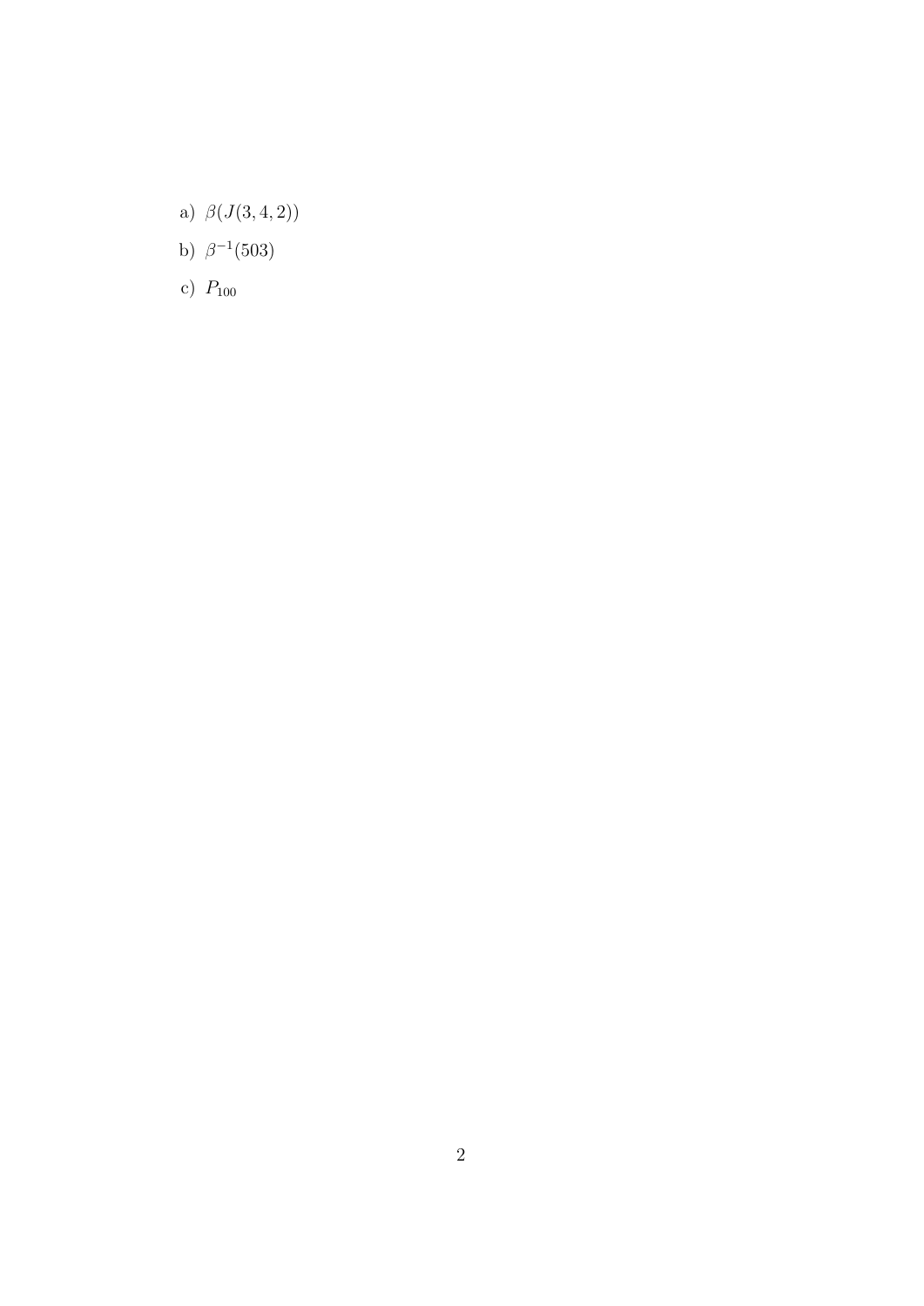a) $\beta(J(3,4,2))$

b) $\beta^{-1}(503)$

c) $P_{100}$